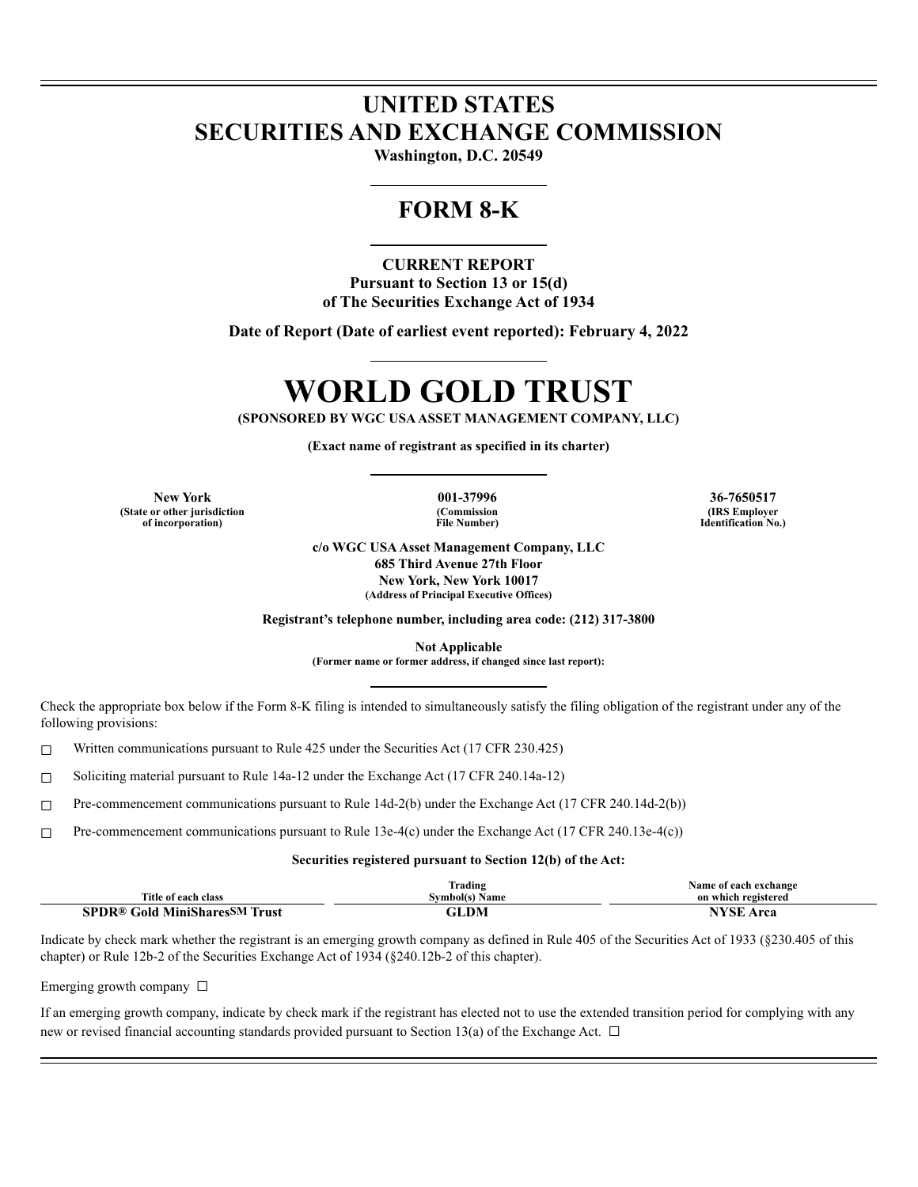# UNITED STATES
# SECURITIES AND EXCHANGE COMMISSION

**Washington, D.C. 20549**

## FORM 8-K

**CURRENT REPORT**
**Pursuant to Section 13 or 15(d)**
**of The Securities Exchange Act of 1934**

**Date of Report (Date of earliest event reported): February 4, 2022**

# WORLD GOLD TRUST

**(SPONSORED BY WGC USA ASSET MANAGEMENT COMPANY, LLC)**

**(Exact name of registrant as specified in its charter)**

| New York | 001-37996 | 36-7650517 |
|---|---|---|
| (State or other jurisdiction of incorporation) | (Commission File Number) | (IRS Employer Identification No.) |

**c/o WGC USA Asset Management Company, LLC**
**685 Third Avenue 27th Floor**
**New York, New York 10017**
**(Address of Principal Executive Offices)**

**Registrant's telephone number, including area code: (212) 317-3800**

**Not Applicable**
**(Former name or former address, if changed since last report):**

Check the appropriate box below if the Form 8-K filing is intended to simultaneously satisfy the filing obligation of the registrant under any of the following provisions:

☐ Written communications pursuant to Rule 425 under the Securities Act (17 CFR 230.425)

☐ Soliciting material pursuant to Rule 14a-12 under the Exchange Act (17 CFR 240.14a-12)

☐ Pre-commencement communications pursuant to Rule 14d-2(b) under the Exchange Act (17 CFR 240.14d-2(b))

☐ Pre-commencement communications pursuant to Rule 13e-4(c) under the Exchange Act (17 CFR 240.13e-4(c))

**Securities registered pursuant to Section 12(b) of the Act:**

| Title of each class | Trading Symbol(s) Name | Name of each exchange on which registered |
|---|---|---|
| **SPDR® Gold MiniShares℠ Trust** | **GLDM** | **NYSE Arca** |

Indicate by check mark whether the registrant is an emerging growth company as defined in Rule 405 of the Securities Act of 1933 (§230.405 of this chapter) or Rule 12b-2 of the Securities Exchange Act of 1934 (§240.12b-2 of this chapter).

Emerging growth company ☐

If an emerging growth company, indicate by check mark if the registrant has elected not to use the extended transition period for complying with any new or revised financial accounting standards provided pursuant to Section 13(a) of the Exchange Act. ☐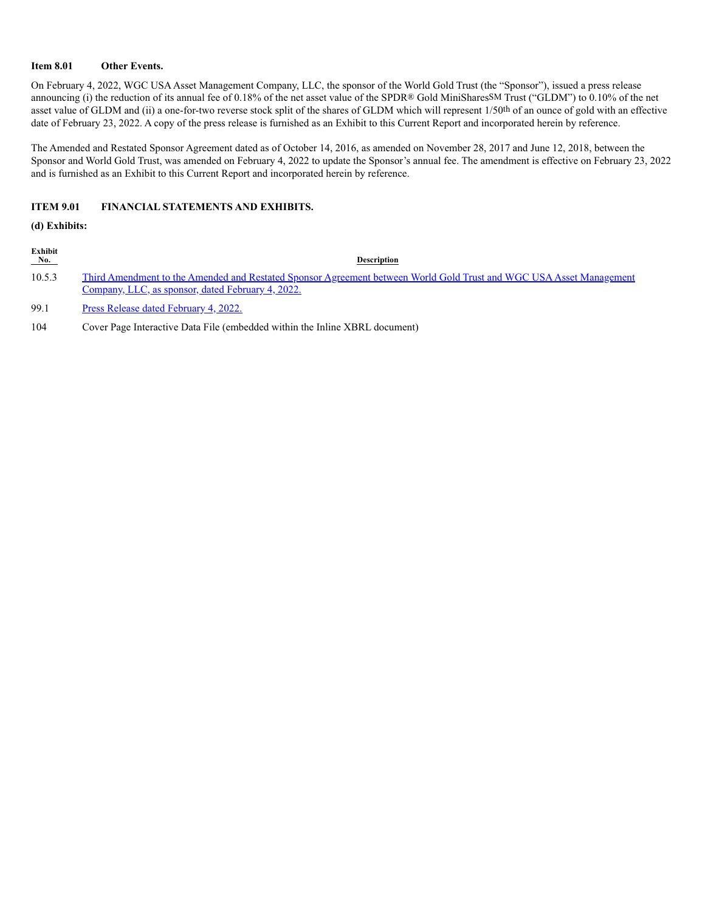**Item 8.01 Other Events.**

On February 4, 2022, WGC USA Asset Management Company, LLC, the sponsor of the World Gold Trust (the "Sponsor"), issued a press release announcing (i) the reduction of its annual fee of 0.18% of the net asset value of the SPDR® Gold MiniShares℠ Trust ("GLDM") to 0.10% of the net asset value of GLDM and (ii) a one-for-two reverse stock split of the shares of GLDM which will represent 1/50th of an ounce of gold with an effective date of February 23, 2022. A copy of the press release is furnished as an Exhibit to this Current Report and incorporated herein by reference.

The Amended and Restated Sponsor Agreement dated as of October 14, 2016, as amended on November 28, 2017 and June 12, 2018, between the Sponsor and World Gold Trust, was amended on February 4, 2022 to update the Sponsor's annual fee. The amendment is effective on February 23, 2022 and is furnished as an Exhibit to this Current Report and incorporated herein by reference.

**ITEM 9.01 FINANCIAL STATEMENTS AND EXHIBITS.**

**(d) Exhibits:**

| Exhibit No. | Description |
|---|---|
| 10.5.3 | Third Amendment to the Amended and Restated Sponsor Agreement between World Gold Trust and WGC USA Asset Management Company, LLC, as sponsor, dated February 4, 2022. |
| 99.1 | Press Release dated February 4, 2022. |
| 104 | Cover Page Interactive Data File (embedded within the Inline XBRL document) |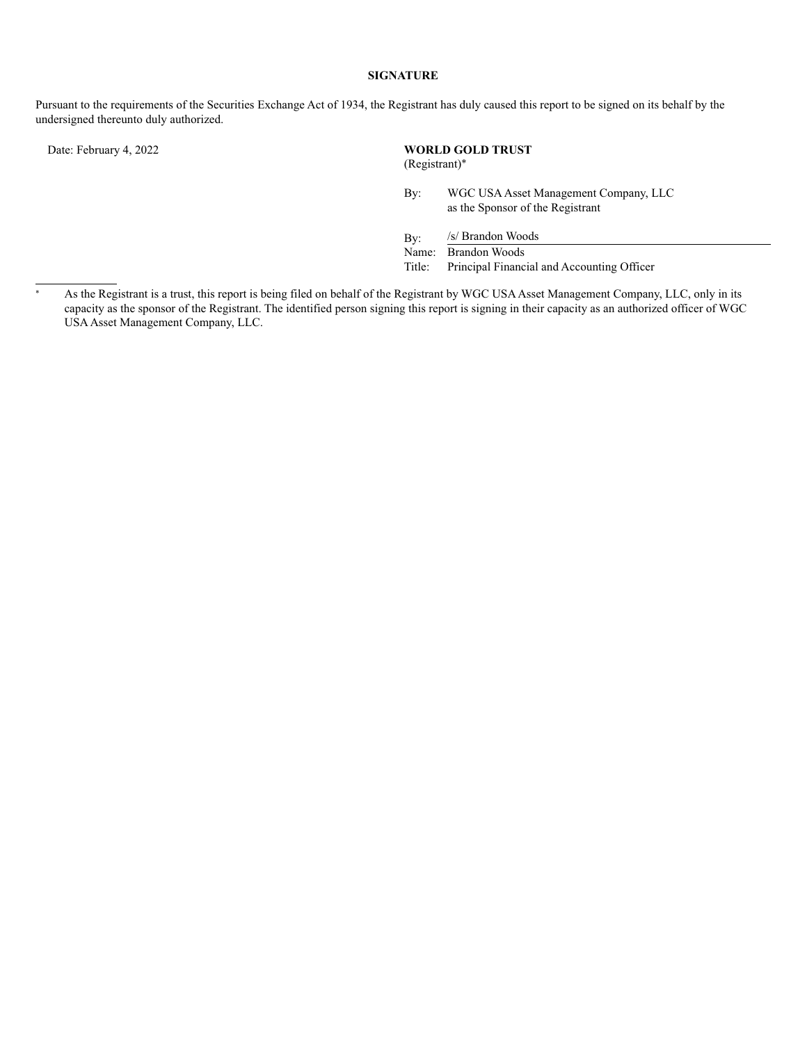**SIGNATURE**

Pursuant to the requirements of the Securities Exchange Act of 1934, the Registrant has duly caused this report to be signed on its behalf by the undersigned thereunto duly authorized.

Date: February 4, 2022

**WORLD GOLD TRUST**
(Registrant)*

By: WGC USA Asset Management Company, LLC
as the Sponsor of the Registrant

By: /s/ Brandon Woods
Name: Brandon Woods
Title: Principal Financial and Accounting Officer

---

\* As the Registrant is a trust, this report is being filed on behalf of the Registrant by WGC USA Asset Management Company, LLC, only in its capacity as the sponsor of the Registrant. The identified person signing this report is signing in their capacity as an authorized officer of WGC USA Asset Management Company, LLC.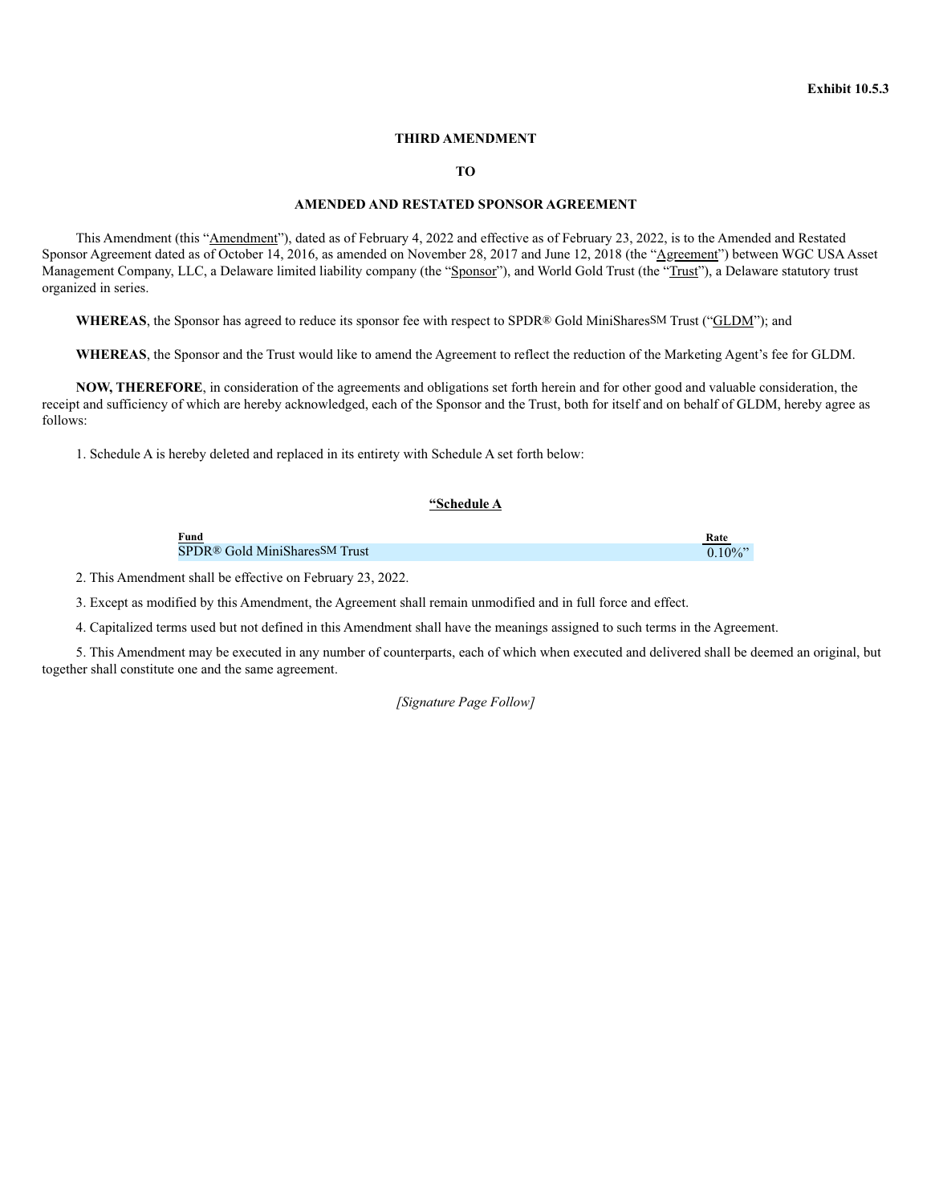**Exhibit 10.5.3**

**THIRD AMENDMENT**

**TO**

**AMENDED AND RESTATED SPONSOR AGREEMENT**

This Amendment (this "Amendment"), dated as of February 4, 2022 and effective as of February 23, 2022, is to the Amended and Restated Sponsor Agreement dated as of October 14, 2016, as amended on November 28, 2017 and June 12, 2018 (the "Agreement") between WGC USA Asset Management Company, LLC, a Delaware limited liability company (the "Sponsor"), and World Gold Trust (the "Trust"), a Delaware statutory trust organized in series.

**WHEREAS**, the Sponsor has agreed to reduce its sponsor fee with respect to SPDR® Gold MiniShares℠ Trust ("GLDM"); and

**WHEREAS**, the Sponsor and the Trust would like to amend the Agreement to reflect the reduction of the Marketing Agent's fee for GLDM.

**NOW, THEREFORE**, in consideration of the agreements and obligations set forth herein and for other good and valuable consideration, the receipt and sufficiency of which are hereby acknowledged, each of the Sponsor and the Trust, both for itself and on behalf of GLDM, hereby agree as follows:

1. Schedule A is hereby deleted and replaced in its entirety with Schedule A set forth below:

**"Schedule A**

| Fund | Rate |
|---|---|
| SPDR® Gold MiniShares℠ Trust | 0.10%" |

2. This Amendment shall be effective on February 23, 2022.

3. Except as modified by this Amendment, the Agreement shall remain unmodified and in full force and effect.

4. Capitalized terms used but not defined in this Amendment shall have the meanings assigned to such terms in the Agreement.

5. This Amendment may be executed in any number of counterparts, each of which when executed and delivered shall be deemed an original, but together shall constitute one and the same agreement.

*[Signature Page Follow]*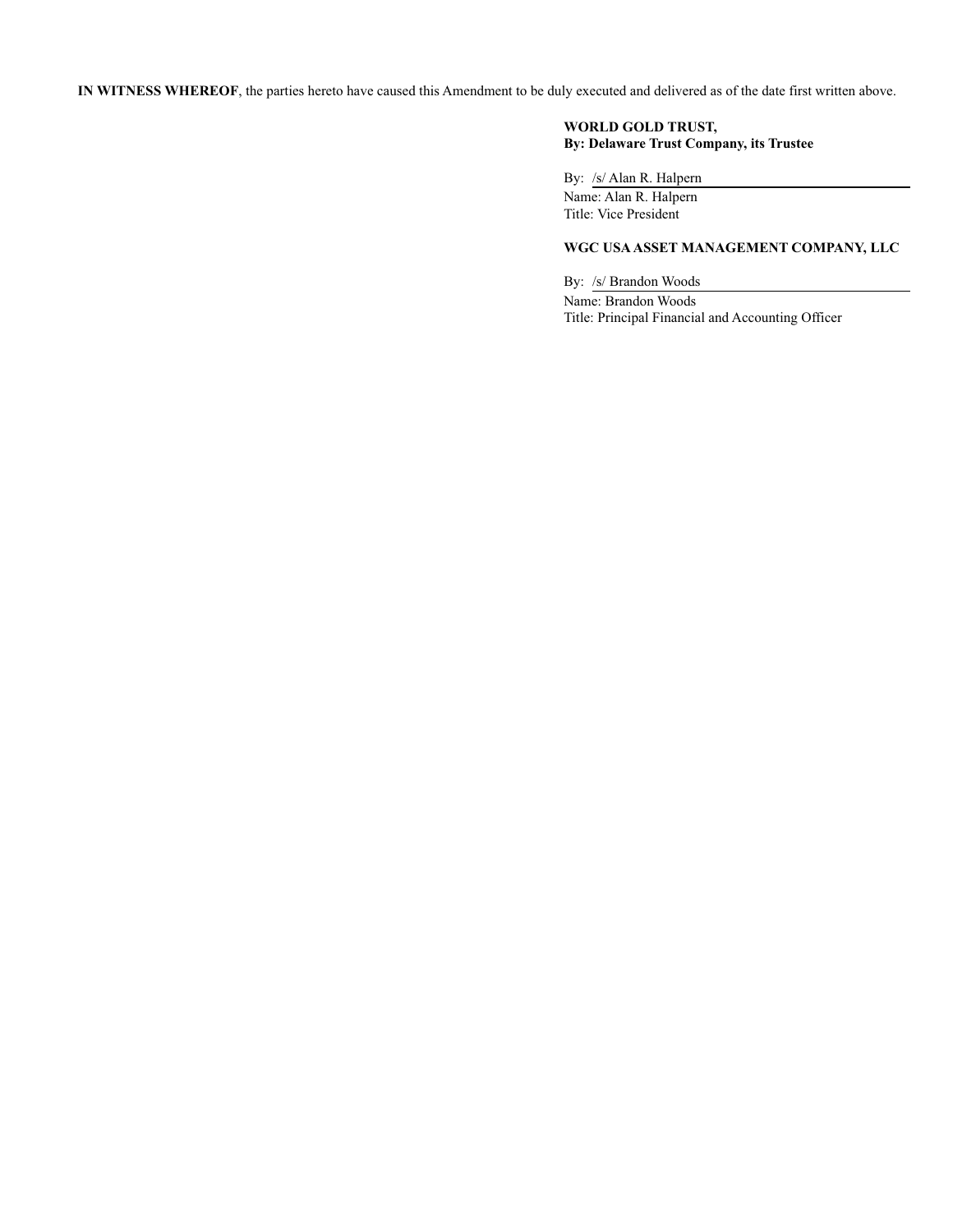**IN WITNESS WHEREOF**, the parties hereto have caused this Amendment to be duly executed and delivered as of the date first written above.

**WORLD GOLD TRUST,**
**By: Delaware Trust Company, its Trustee**

By: /s/ Alan R. Halpern
Name: Alan R. Halpern
Title: Vice President

**WGC USA ASSET MANAGEMENT COMPANY, LLC**

By: /s/ Brandon Woods
Name: Brandon Woods
Title: Principal Financial and Accounting Officer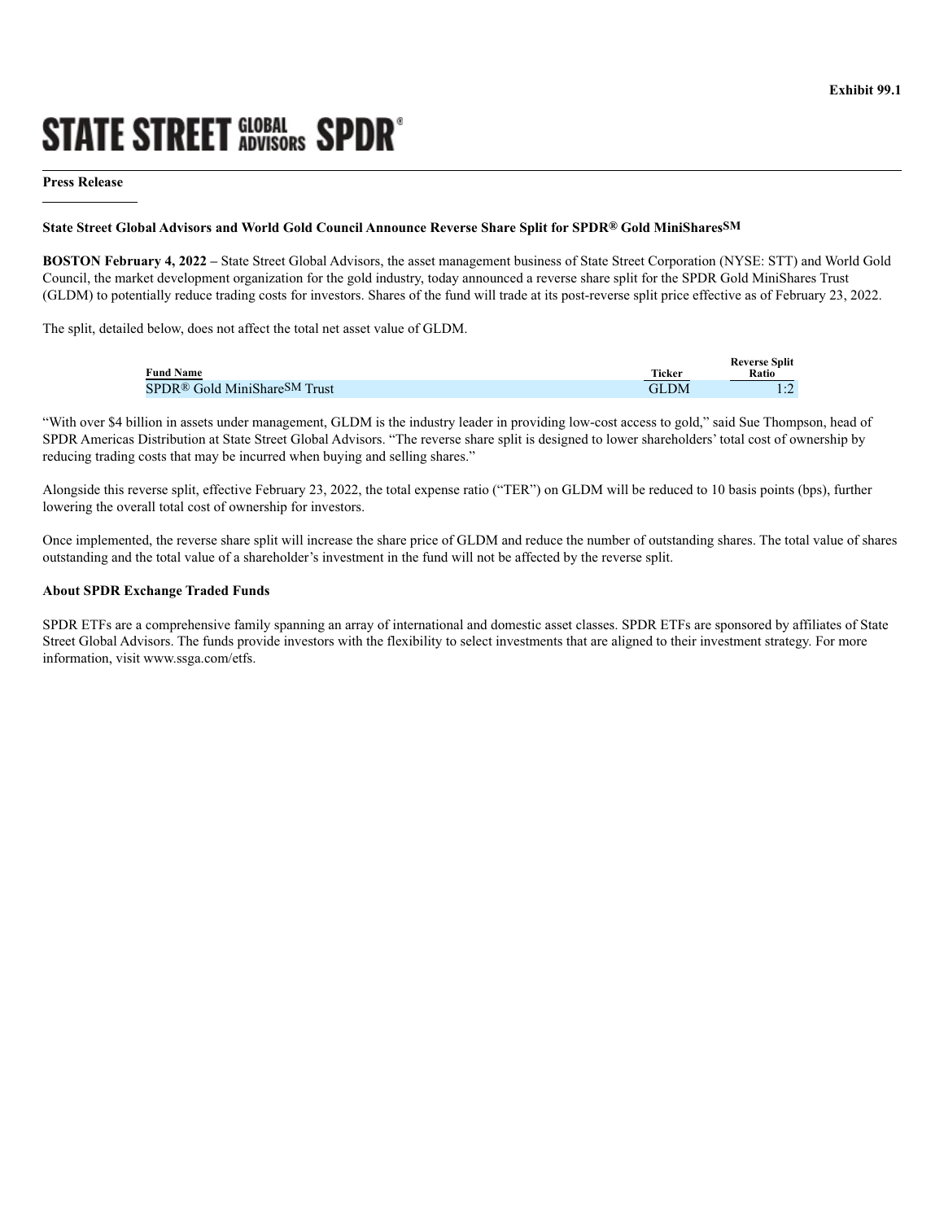Exhibit 99.1

STATE STREET GLOBAL ADVISORS SPDR®

**Press Release**

**State Street Global Advisors and World Gold Council Announce Reverse Share Split for SPDR® Gold MiniSharesSM**

**BOSTON February 4, 2022 –** State Street Global Advisors, the asset management business of State Street Corporation (NYSE: STT) and World Gold Council, the market development organization for the gold industry, today announced a reverse share split for the SPDR Gold MiniShares Trust (GLDM) to potentially reduce trading costs for investors. Shares of the fund will trade at its post-reverse split price effective as of February 23, 2022.

The split, detailed below, does not affect the total net asset value of GLDM.

| Fund Name | Ticker | Reverse Split Ratio |
|---|---|---|
| SPDR® Gold MiniShareSM Trust | GLDM | 1:2 |

"With over $4 billion in assets under management, GLDM is the industry leader in providing low-cost access to gold," said Sue Thompson, head of SPDR Americas Distribution at State Street Global Advisors. "The reverse share split is designed to lower shareholders' total cost of ownership by reducing trading costs that may be incurred when buying and selling shares."

Alongside this reverse split, effective February 23, 2022, the total expense ratio ("TER") on GLDM will be reduced to 10 basis points (bps), further lowering the overall total cost of ownership for investors.

Once implemented, the reverse share split will increase the share price of GLDM and reduce the number of outstanding shares. The total value of shares outstanding and the total value of a shareholder's investment in the fund will not be affected by the reverse split.

**About SPDR Exchange Traded Funds**

SPDR ETFs are a comprehensive family spanning an array of international and domestic asset classes. SPDR ETFs are sponsored by affiliates of State Street Global Advisors. The funds provide investors with the flexibility to select investments that are aligned to their investment strategy. For more information, visit www.ssga.com/etfs.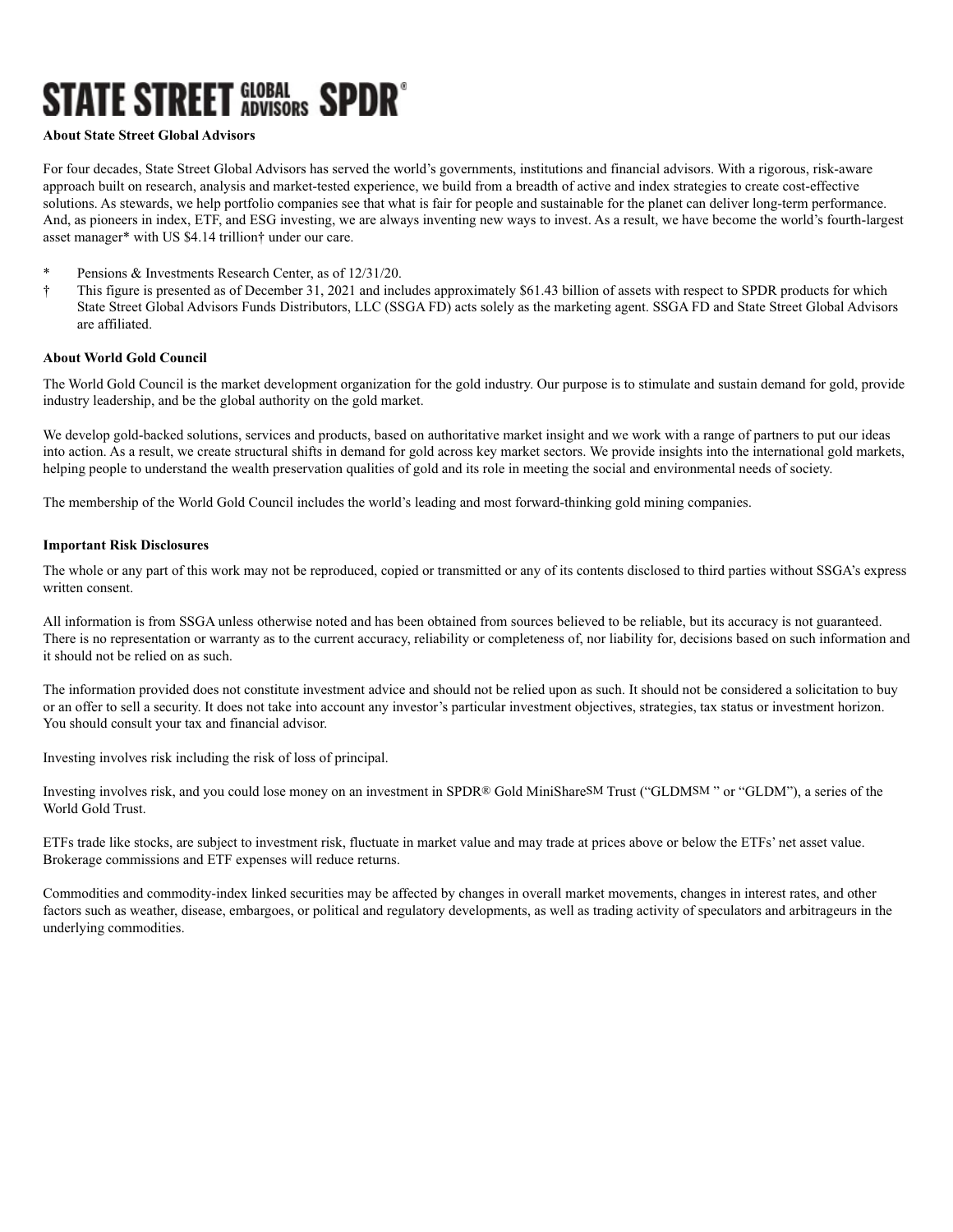**STATE STREET GLOBAL ADVISORS SPDR®**

**About State Street Global Advisors**

For four decades, State Street Global Advisors has served the world's governments, institutions and financial advisors. With a rigorous, risk-aware approach built on research, analysis and market-tested experience, we build from a breadth of active and index strategies to create cost-effective solutions. As stewards, we help portfolio companies see that what is fair for people and sustainable for the planet can deliver long-term performance. And, as pioneers in index, ETF, and ESG investing, we are always inventing new ways to invest. As a result, we have become the world's fourth-largest asset manager* with US $4.14 trillion† under our care.

* Pensions & Investments Research Center, as of 12/31/20.

† This figure is presented as of December 31, 2021 and includes approximately $61.43 billion of assets with respect to SPDR products for which State Street Global Advisors Funds Distributors, LLC (SSGA FD) acts solely as the marketing agent. SSGA FD and State Street Global Advisors are affiliated.

**About World Gold Council**

The World Gold Council is the market development organization for the gold industry. Our purpose is to stimulate and sustain demand for gold, provide industry leadership, and be the global authority on the gold market.

We develop gold-backed solutions, services and products, based on authoritative market insight and we work with a range of partners to put our ideas into action. As a result, we create structural shifts in demand for gold across key market sectors. We provide insights into the international gold markets, helping people to understand the wealth preservation qualities of gold and its role in meeting the social and environmental needs of society.

The membership of the World Gold Council includes the world's leading and most forward-thinking gold mining companies.

**Important Risk Disclosures**

The whole or any part of this work may not be reproduced, copied or transmitted or any of its contents disclosed to third parties without SSGA's express written consent.

All information is from SSGA unless otherwise noted and has been obtained from sources believed to be reliable, but its accuracy is not guaranteed. There is no representation or warranty as to the current accuracy, reliability or completeness of, nor liability for, decisions based on such information and it should not be relied on as such.

The information provided does not constitute investment advice and should not be relied upon as such. It should not be considered a solicitation to buy or an offer to sell a security. It does not take into account any investor's particular investment objectives, strategies, tax status or investment horizon. You should consult your tax and financial advisor.

Investing involves risk including the risk of loss of principal.

Investing involves risk, and you could lose money on an investment in SPDR® Gold MiniShareSM Trust ("GLDMSM" or "GLDM"), a series of the World Gold Trust.

ETFs trade like stocks, are subject to investment risk, fluctuate in market value and may trade at prices above or below the ETFs' net asset value. Brokerage commissions and ETF expenses will reduce returns.

Commodities and commodity-index linked securities may be affected by changes in overall market movements, changes in interest rates, and other factors such as weather, disease, embargoes, or political and regulatory developments, as well as trading activity of speculators and arbitrageurs in the underlying commodities.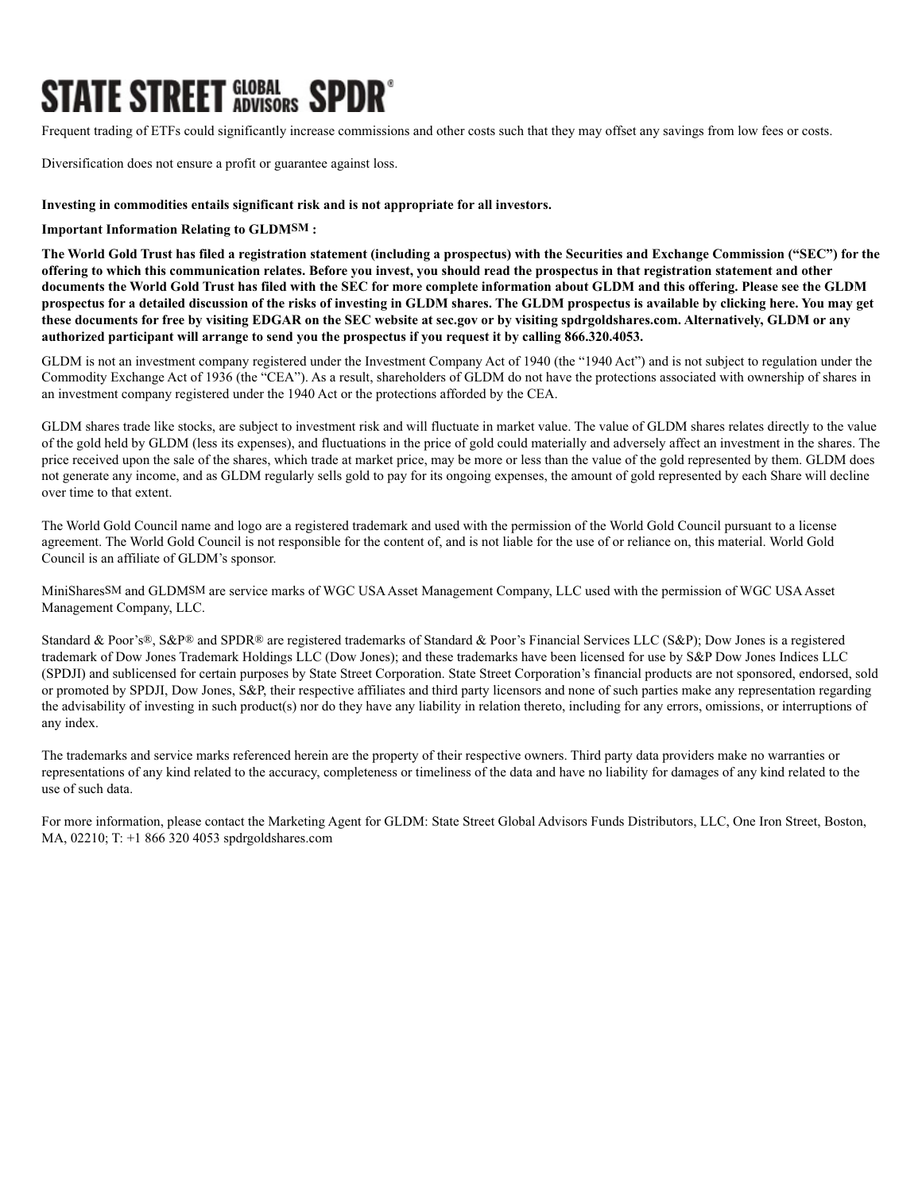Frequent trading of ETFs could significantly increase commissions and other costs such that they may offset any savings from low fees or costs.

Diversification does not ensure a profit or guarantee against loss.

**Investing in commodities entails significant risk and is not appropriate for all investors.**

**Important Information Relating to GLDMSM :**

**The World Gold Trust has filed a registration statement (including a prospectus) with the Securities and Exchange Commission ("SEC") for the offering to which this communication relates. Before you invest, you should read the prospectus in that registration statement and other documents the World Gold Trust has filed with the SEC for more complete information about GLDM and this offering. Please see the GLDM prospectus for a detailed discussion of the risks of investing in GLDM shares. The GLDM prospectus is available by clicking here. You may get these documents for free by visiting EDGAR on the SEC website at sec.gov or by visiting spdrgoldshares.com. Alternatively, GLDM or any authorized participant will arrange to send you the prospectus if you request it by calling 866.320.4053.**

GLDM is not an investment company registered under the Investment Company Act of 1940 (the "1940 Act") and is not subject to regulation under the Commodity Exchange Act of 1936 (the "CEA"). As a result, shareholders of GLDM do not have the protections associated with ownership of shares in an investment company registered under the 1940 Act or the protections afforded by the CEA.

GLDM shares trade like stocks, are subject to investment risk and will fluctuate in market value. The value of GLDM shares relates directly to the value of the gold held by GLDM (less its expenses), and fluctuations in the price of gold could materially and adversely affect an investment in the shares. The price received upon the sale of the shares, which trade at market price, may be more or less than the value of the gold represented by them. GLDM does not generate any income, and as GLDM regularly sells gold to pay for its ongoing expenses, the amount of gold represented by each Share will decline over time to that extent.

The World Gold Council name and logo are a registered trademark and used with the permission of the World Gold Council pursuant to a license agreement. The World Gold Council is not responsible for the content of, and is not liable for the use of or reliance on, this material. World Gold Council is an affiliate of GLDM's sponsor.

MiniSharesSM and GLDMSM are service marks of WGC USA Asset Management Company, LLC used with the permission of WGC USA Asset Management Company, LLC.

Standard & Poor's®, S&P® and SPDR® are registered trademarks of Standard & Poor's Financial Services LLC (S&P); Dow Jones is a registered trademark of Dow Jones Trademark Holdings LLC (Dow Jones); and these trademarks have been licensed for use by S&P Dow Jones Indices LLC (SPDJI) and sublicensed for certain purposes by State Street Corporation. State Street Corporation's financial products are not sponsored, endorsed, sold or promoted by SPDJI, Dow Jones, S&P, their respective affiliates and third party licensors and none of such parties make any representation regarding the advisability of investing in such product(s) nor do they have any liability in relation thereto, including for any errors, omissions, or interruptions of any index.

The trademarks and service marks referenced herein are the property of their respective owners. Third party data providers make no warranties or representations of any kind related to the accuracy, completeness or timeliness of the data and have no liability for damages of any kind related to the use of such data.

For more information, please contact the Marketing Agent for GLDM: State Street Global Advisors Funds Distributors, LLC, One Iron Street, Boston, MA, 02210; T: +1 866 320 4053 spdrgoldshares.com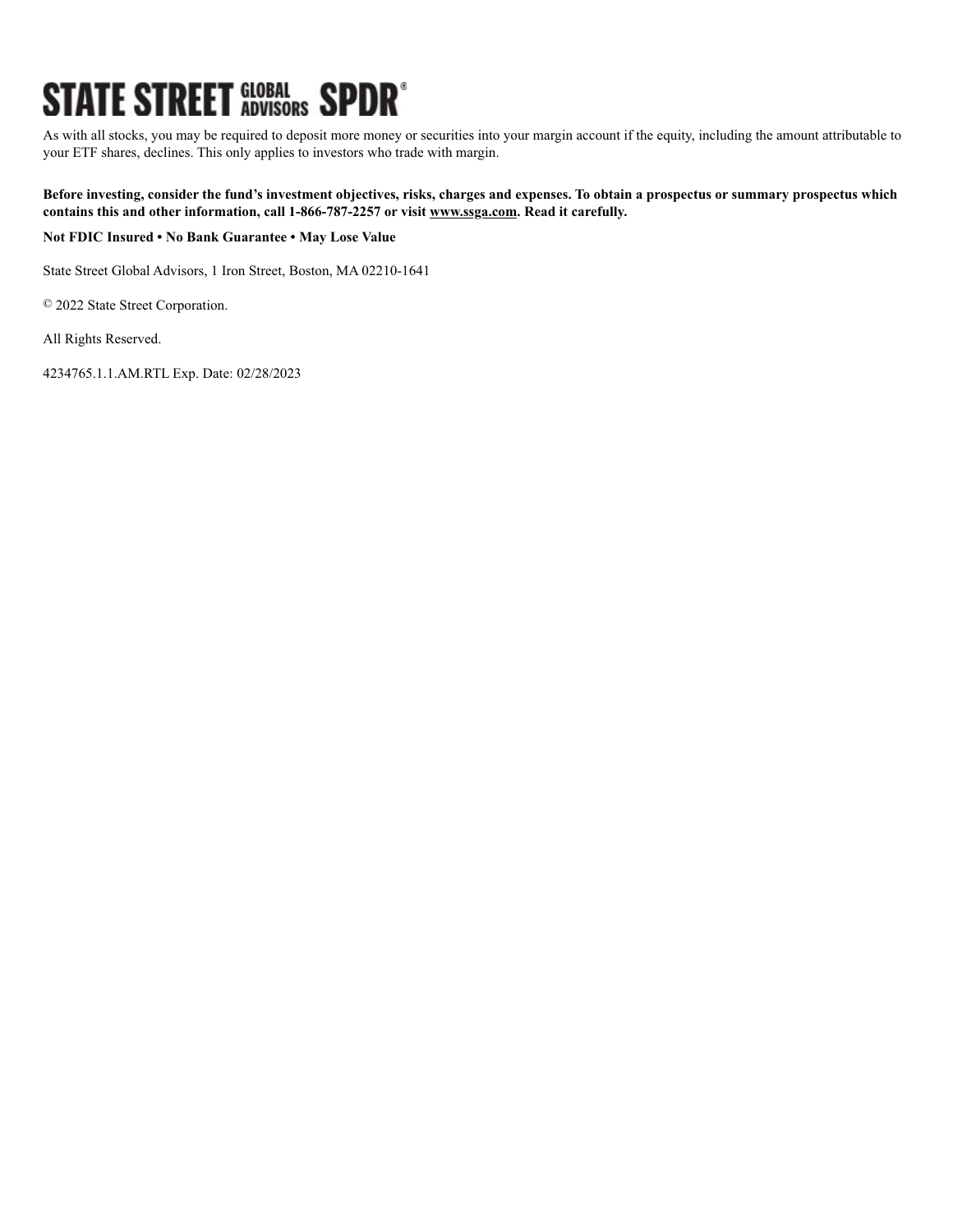**STATE STREET GLOBAL ADVISORS SPDR®**

As with all stocks, you may be required to deposit more money or securities into your margin account if the equity, including the amount attributable to your ETF shares, declines. This only applies to investors who trade with margin.

**Before investing, consider the fund's investment objectives, risks, charges and expenses. To obtain a prospectus or summary prospectus which contains this and other information, call 1-866-787-2257 or visit www.ssga.com. Read it carefully.**

**Not FDIC Insured • No Bank Guarantee • May Lose Value**

State Street Global Advisors, 1 Iron Street, Boston, MA 02210-1641

© 2022 State Street Corporation.

All Rights Reserved.

4234765.1.1.AM.RTL Exp. Date: 02/28/2023